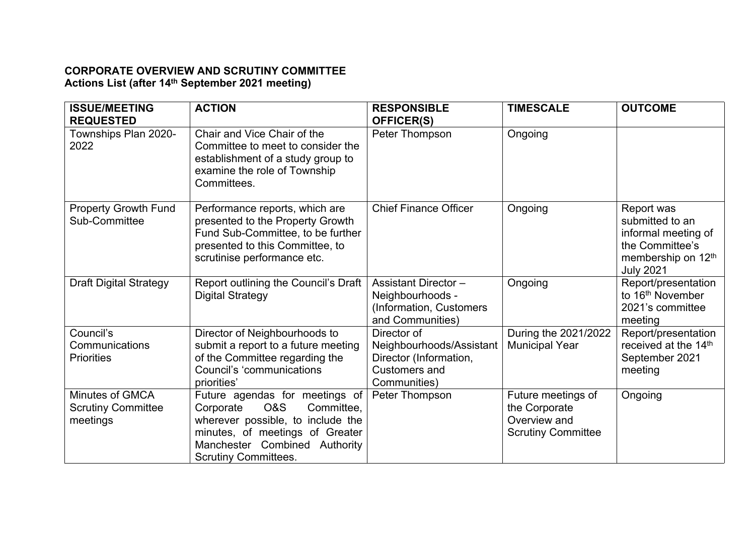**CORPORATE OVERVIEW AND SCRUTINY COMMITTEE**
**Actions List (after 14th September 2021 meeting)**

| ISSUE/MEETING REQUESTED | ACTION | RESPONSIBLE OFFICER(S) | TIMESCALE | OUTCOME |
|---|---|---|---|---|
| Townships Plan 2020-2022 | Chair and Vice Chair of the Committee to meet to consider the establishment of a study group to examine the role of Township Committees. | Peter Thompson | Ongoing | |
| Property Growth Fund Sub-Committee | Performance reports, which are presented to the Property Growth Fund Sub-Committee, to be further presented to this Committee, to scrutinise performance etc. | Chief Finance Officer | Ongoing | Report was submitted to an informal meeting of the Committee's membership on 12th July 2021 |
| Draft Digital Strategy | Report outlining the Council's Draft Digital Strategy | Assistant Director – Neighbourhoods - (Information, Customers and Communities) | Ongoing | Report/presentation to 16th November 2021's committee meeting |
| Council's Communications Priorities | Director of Neighbourhoods to submit a report to a future meeting of the Committee regarding the Council's 'communications priorities' | Director of Neighbourhoods/Assistant Director (Information, Customers and Communities) | During the 2021/2022 Municipal Year | Report/presentation received at the 14th September 2021 meeting |
| Minutes of GMCA Scrutiny Committee meetings | Future agendas for meetings of Corporate O&S Committee, wherever possible, to include the minutes, of meetings of Greater Manchester Combined Authority Scrutiny Committees. | Peter Thompson | Future meetings of the Corporate Overview and Scrutiny Committee | Ongoing |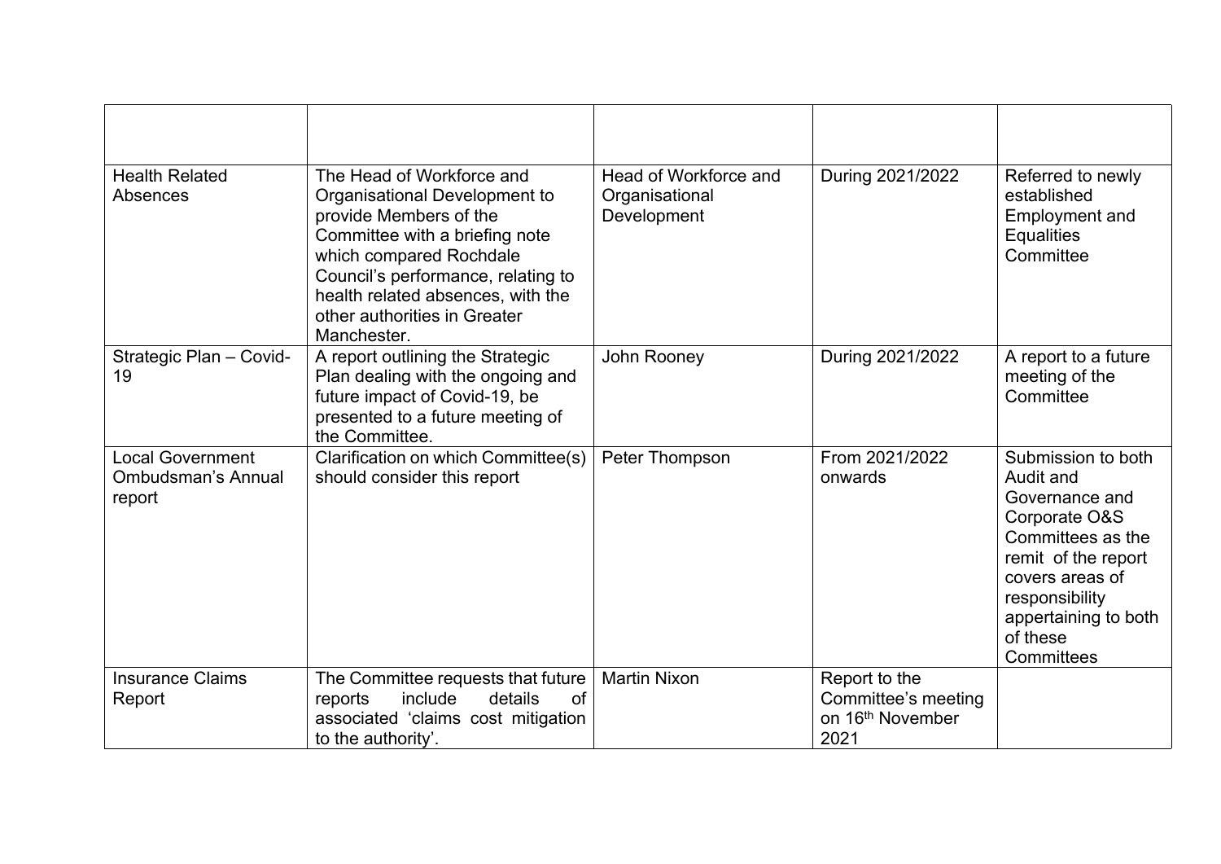| | | | | |
|---|---|---|---|---|
| Health Related Absences | The Head of Workforce and Organisational Development to provide Members of the Committee with a briefing note which compared Rochdale Council's performance, relating to health related absences, with the other authorities in Greater Manchester. | Head of Workforce and Organisational Development | During 2021/2022 | Referred to newly established Employment and Equalities Committee |
| Strategic Plan – Covid-19 | A report outlining the Strategic Plan dealing with the ongoing and future impact of Covid-19, be presented to a future meeting of the Committee. | John Rooney | During 2021/2022 | A report to a future meeting of the Committee |
| Local Government Ombudsman's Annual report | Clarification on which Committee(s) should consider this report | Peter Thompson | From 2021/2022 onwards | Submission to both Audit and Governance and Corporate O&S Committees as the remit of the report covers areas of responsibility appertaining to both of these Committees |
| Insurance Claims Report | The Committee requests that future reports include details of associated 'claims cost mitigation to the authority'. | Martin Nixon | Report to the Committee's meeting on 16th November 2021 | |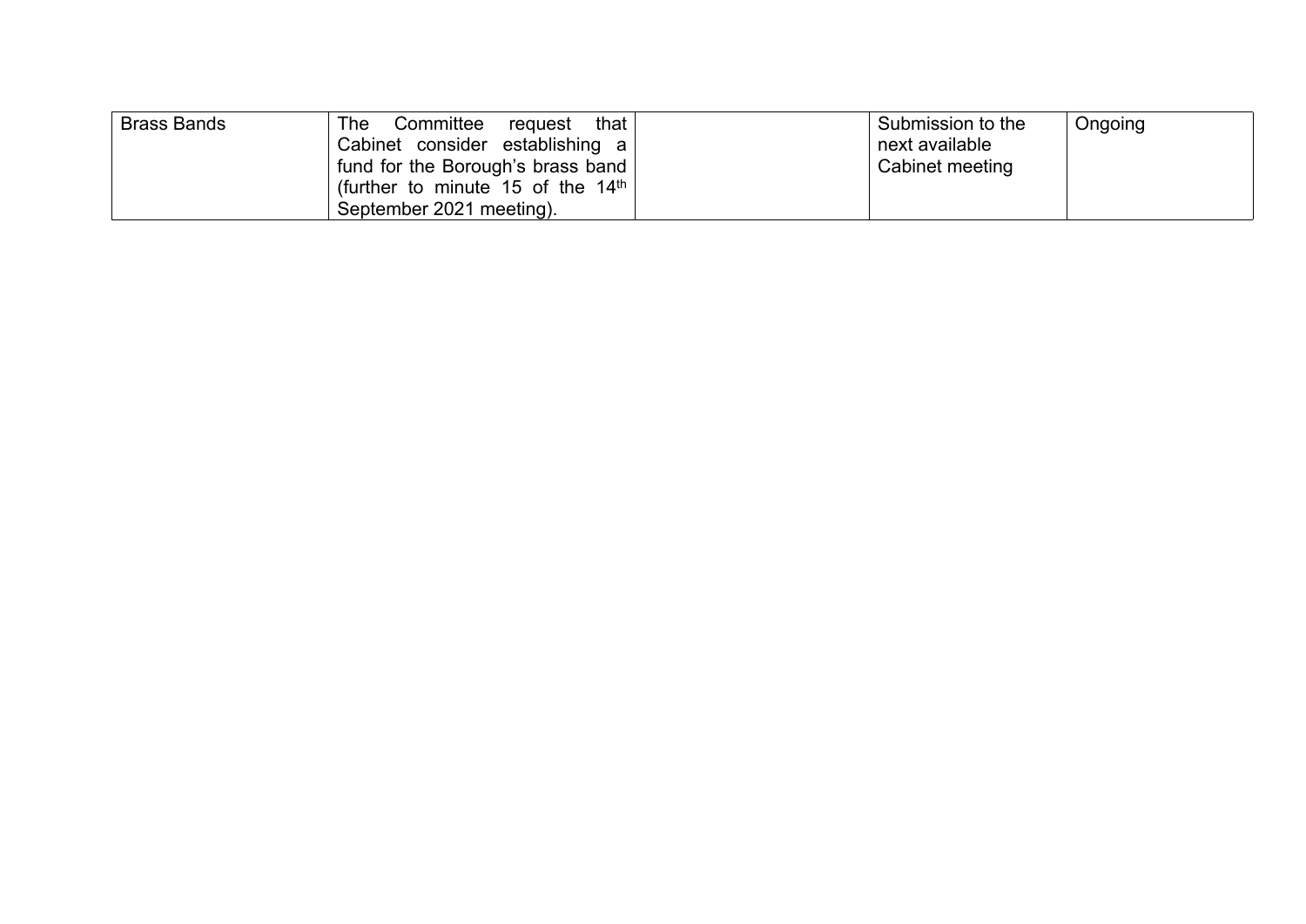| | | | | |
|---|---|---|---|---|
| Brass Bands | The Committee request that Cabinet consider establishing a fund for the Borough's brass band (further to minute 15 of the 14th September 2021 meeting). | | Submission to the next available Cabinet meeting | Ongoing |